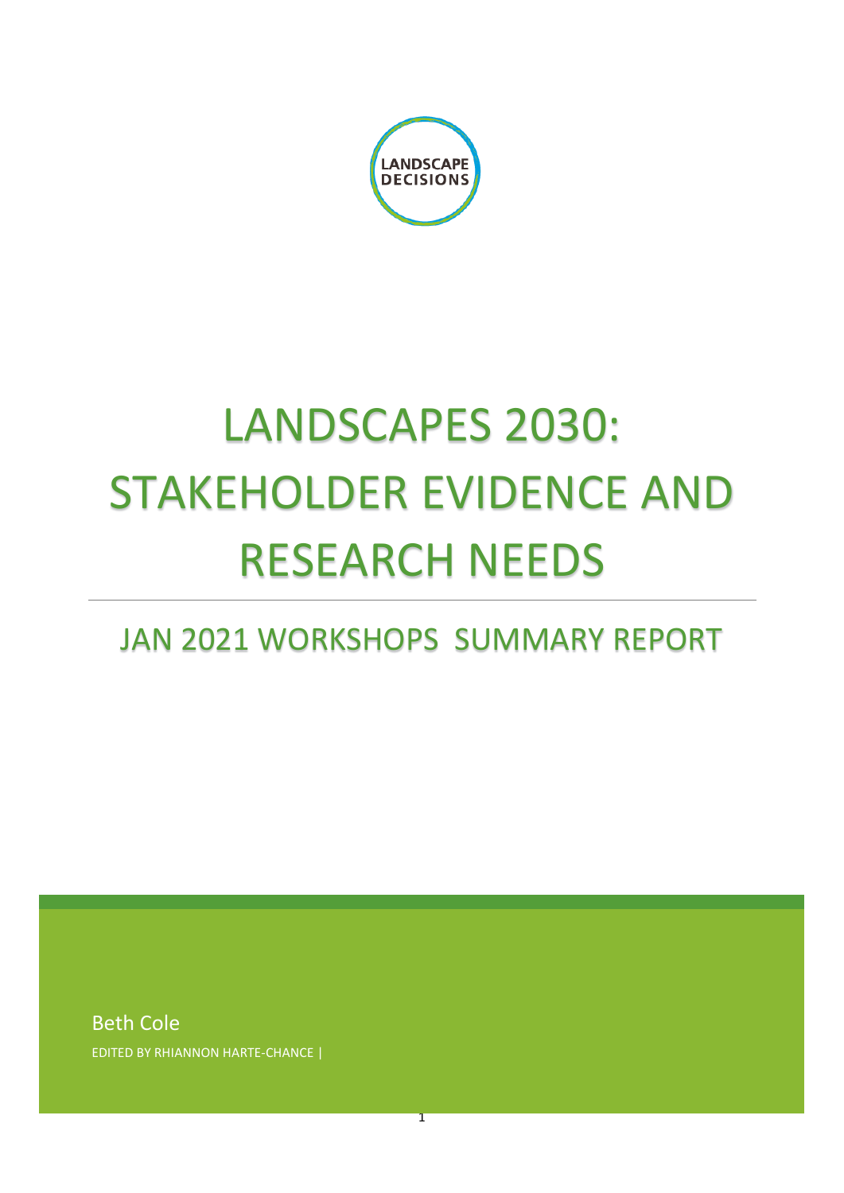LANDSCAPE DECISIONS

# LANDSCAPES 2030: STAKEHOLDER EVIDENCE AND RESEARCH NEEDS

## JAN 2021 WORKSHOPS SUMMARY REPORT

Beth Cole

EDITED BY RHIANNON HARTE-CHANCE |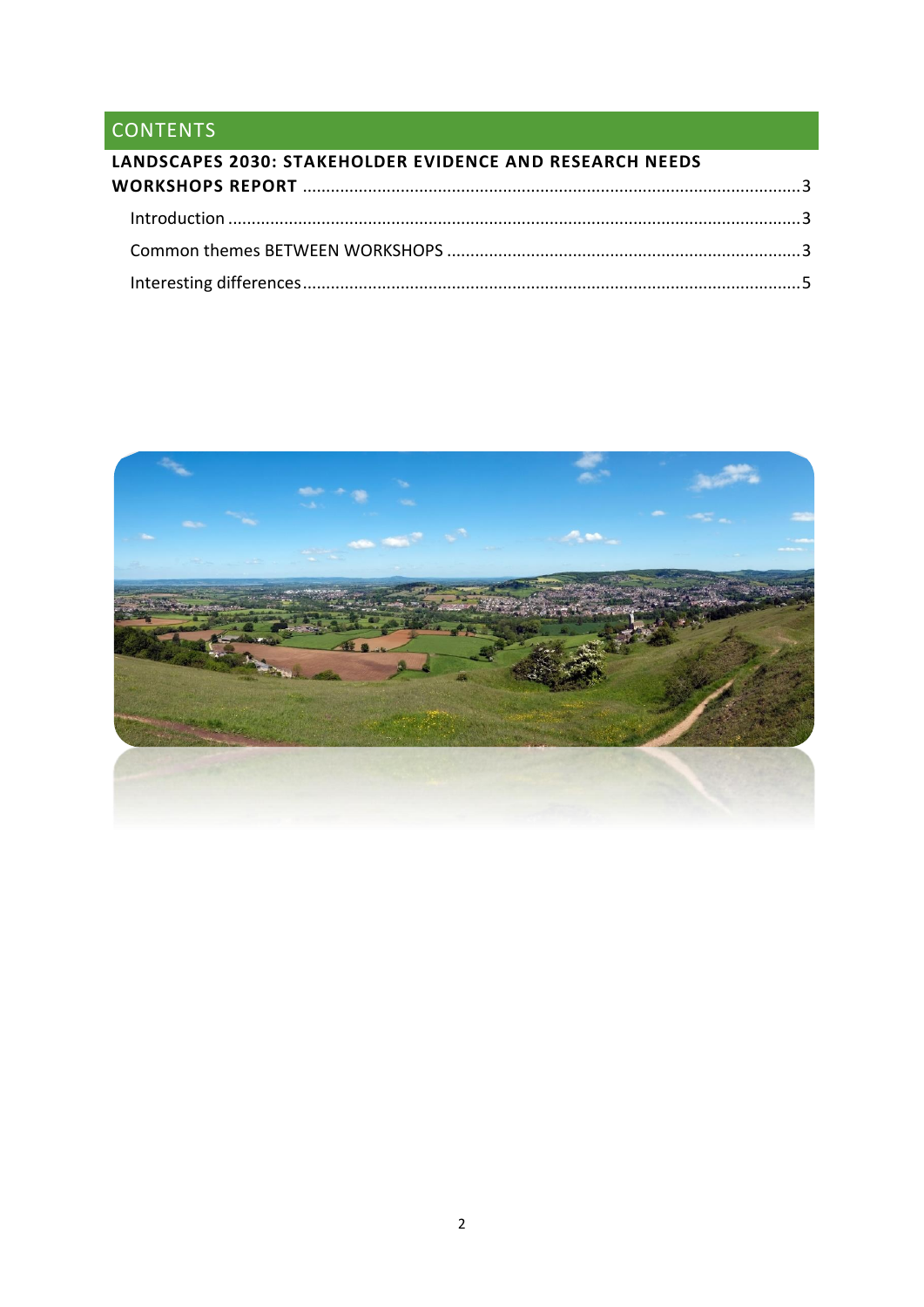# CONTENTS

LANDSCAPES 2030: STAKEHOLDER EVIDENCE AND RESEARCH NEEDS WORKSHOPS REPORT .......... 3

- Introduction .......... 3
- Common themes BETWEEN WORKSHOPS .......... 3
- Interesting differences .......... 5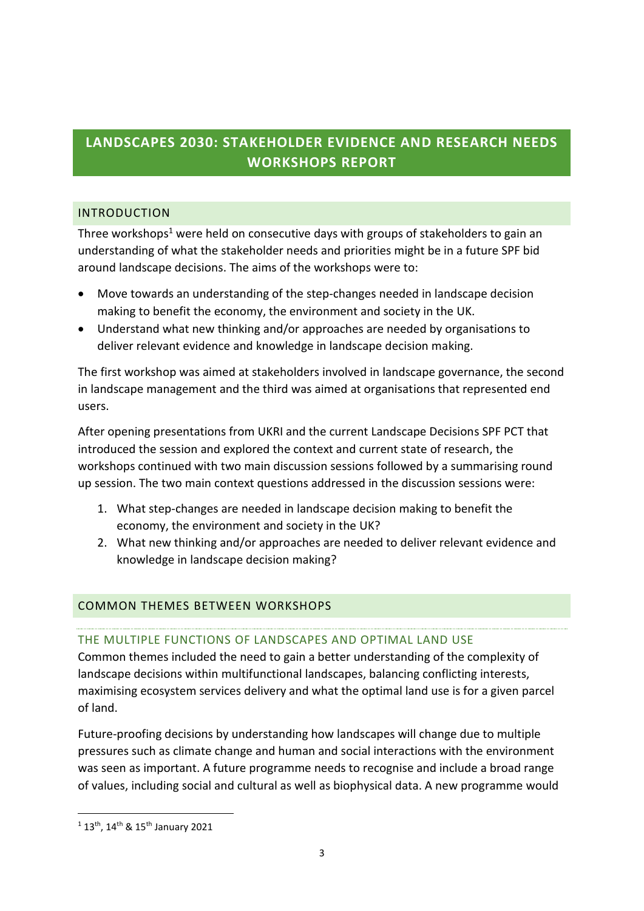# LANDSCAPES 2030: STAKEHOLDER EVIDENCE AND RESEARCH NEEDS WORKSHOPS REPORT

## INTRODUCTION

Three workshops[1] were held on consecutive days with groups of stakeholders to gain an understanding of what the stakeholder needs and priorities might be in a future SPF bid around landscape decisions. The aims of the workshops were to:

- Move towards an understanding of the step-changes needed in landscape decision making to benefit the economy, the environment and society in the UK.
- Understand what new thinking and/or approaches are needed by organisations to deliver relevant evidence and knowledge in landscape decision making.

The first workshop was aimed at stakeholders involved in landscape governance, the second in landscape management and the third was aimed at organisations that represented end users.

After opening presentations from UKRI and the current Landscape Decisions SPF PCT that introduced the session and explored the context and current state of research, the workshops continued with two main discussion sessions followed by a summarising round up session. The two main context questions addressed in the discussion sessions were:

1. What step-changes are needed in landscape decision making to benefit the economy, the environment and society in the UK?
2. What new thinking and/or approaches are needed to deliver relevant evidence and knowledge in landscape decision making?

## COMMON THEMES BETWEEN WORKSHOPS

### THE MULTIPLE FUNCTIONS OF LANDSCAPES AND OPTIMAL LAND USE

Common themes included the need to gain a better understanding of the complexity of landscape decisions within multifunctional landscapes, balancing conflicting interests, maximising ecosystem services delivery and what the optimal land use is for a given parcel of land.

Future-proofing decisions by understanding how landscapes will change due to multiple pressures such as climate change and human and social interactions with the environment was seen as important. A future programme needs to recognise and include a broad range of values, including social and cultural as well as biophysical data. A new programme would

[1] 13th, 14th & 15th January 2021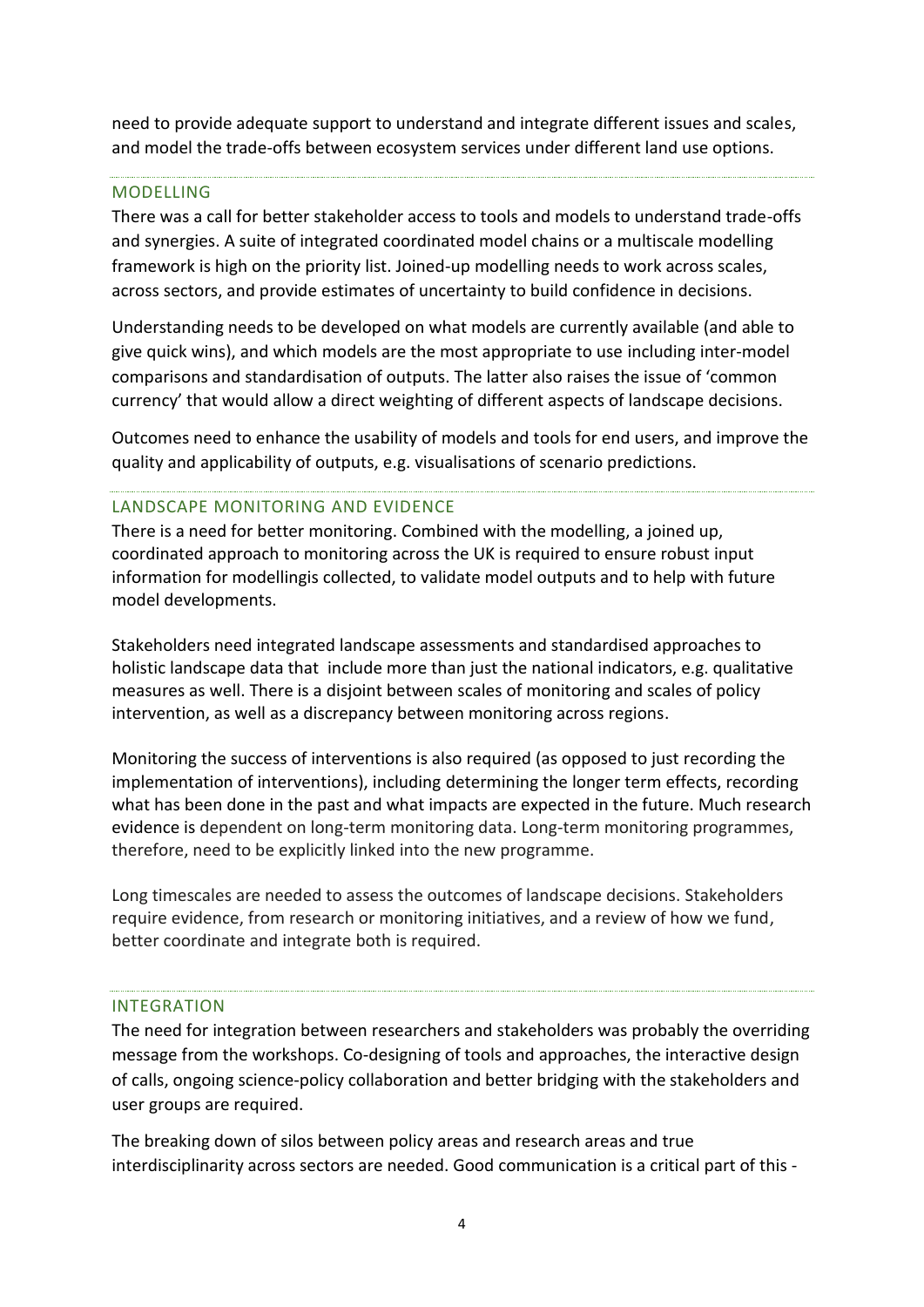need to provide adequate support to understand and integrate different issues and scales, and model the trade-offs between ecosystem services under different land use options.

## MODELLING

There was a call for better stakeholder access to tools and models to understand trade-offs and synergies. A suite of integrated coordinated model chains or a multiscale modelling framework is high on the priority list. Joined-up modelling needs to work across scales, across sectors, and provide estimates of uncertainty to build confidence in decisions.

Understanding needs to be developed on what models are currently available (and able to give quick wins), and which models are the most appropriate to use including inter-model comparisons and standardisation of outputs. The latter also raises the issue of 'common currency' that would allow a direct weighting of different aspects of landscape decisions.

Outcomes need to enhance the usability of models and tools for end users, and improve the quality and applicability of outputs, e.g. visualisations of scenario predictions.

## LANDSCAPE MONITORING AND EVIDENCE

There is a need for better monitoring. Combined with the modelling, a joined up, coordinated approach to monitoring across the UK is required to ensure robust input information for modellingis collected, to validate model outputs and to help with future model developments.

Stakeholders need integrated landscape assessments and standardised approaches to holistic landscape data that include more than just the national indicators, e.g. qualitative measures as well. There is a disjoint between scales of monitoring and scales of policy intervention, as well as a discrepancy between monitoring across regions.

Monitoring the success of interventions is also required (as opposed to just recording the implementation of interventions), including determining the longer term effects, recording what has been done in the past and what impacts are expected in the future. Much research evidence is dependent on long-term monitoring data. Long-term monitoring programmes, therefore, need to be explicitly linked into the new programme.

Long timescales are needed to assess the outcomes of landscape decisions. Stakeholders require evidence, from research or monitoring initiatives, and a review of how we fund, better coordinate and integrate both is required.

## INTEGRATION

The need for integration between researchers and stakeholders was probably the overriding message from the workshops. Co-designing of tools and approaches, the interactive design of calls, ongoing science-policy collaboration and better bridging with the stakeholders and user groups are required.

The breaking down of silos between policy areas and research areas and true interdisciplinarity across sectors are needed. Good communication is a critical part of this -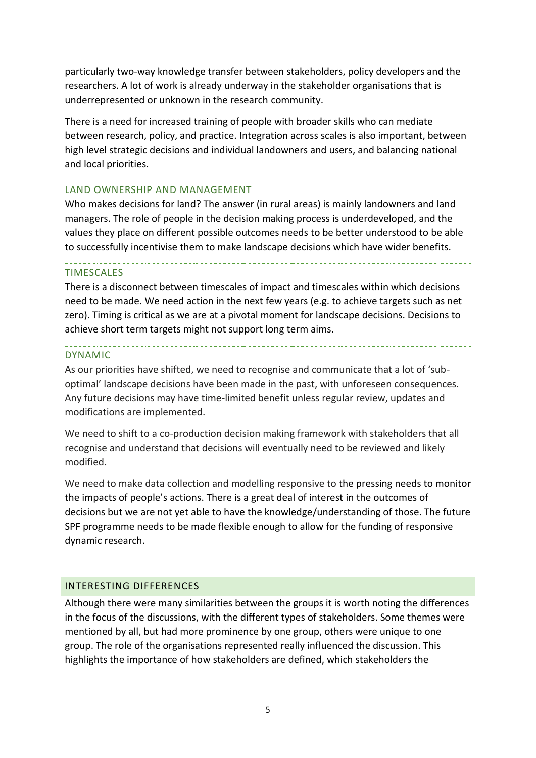particularly two-way knowledge transfer between stakeholders, policy developers and the researchers. A lot of work is already underway in the stakeholder organisations that is underrepresented or unknown in the research community.

There is a need for increased training of people with broader skills who can mediate between research, policy, and practice. Integration across scales is also important, between high level strategic decisions and individual landowners and users, and balancing national and local priorities.

### LAND OWNERSHIP AND MANAGEMENT

Who makes decisions for land? The answer (in rural areas) is mainly landowners and land managers. The role of people in the decision making process is underdeveloped, and the values they place on different possible outcomes needs to be better understood to be able to successfully incentivise them to make landscape decisions which have wider benefits.

### TIMESCALES

There is a disconnect between timescales of impact and timescales within which decisions need to be made. We need action in the next few years (e.g. to achieve targets such as net zero). Timing is critical as we are at a pivotal moment for landscape decisions. Decisions to achieve short term targets might not support long term aims.

### DYNAMIC

As our priorities have shifted, we need to recognise and communicate that a lot of 'sub-optimal' landscape decisions have been made in the past, with unforeseen consequences. Any future decisions may have time-limited benefit unless regular review, updates and modifications are implemented.

We need to shift to a co-production decision making framework with stakeholders that all recognise and understand that decisions will eventually need to be reviewed and likely modified.

We need to make data collection and modelling responsive to the pressing needs to monitor the impacts of people's actions. There is a great deal of interest in the outcomes of decisions but we are not yet able to have the knowledge/understanding of those. The future SPF programme needs to be made flexible enough to allow for the funding of responsive dynamic research.

## INTERESTING DIFFERENCES

Although there were many similarities between the groups it is worth noting the differences in the focus of the discussions, with the different types of stakeholders. Some themes were mentioned by all, but had more prominence by one group, others were unique to one group. The role of the organisations represented really influenced the discussion. This highlights the importance of how stakeholders are defined, which stakeholders the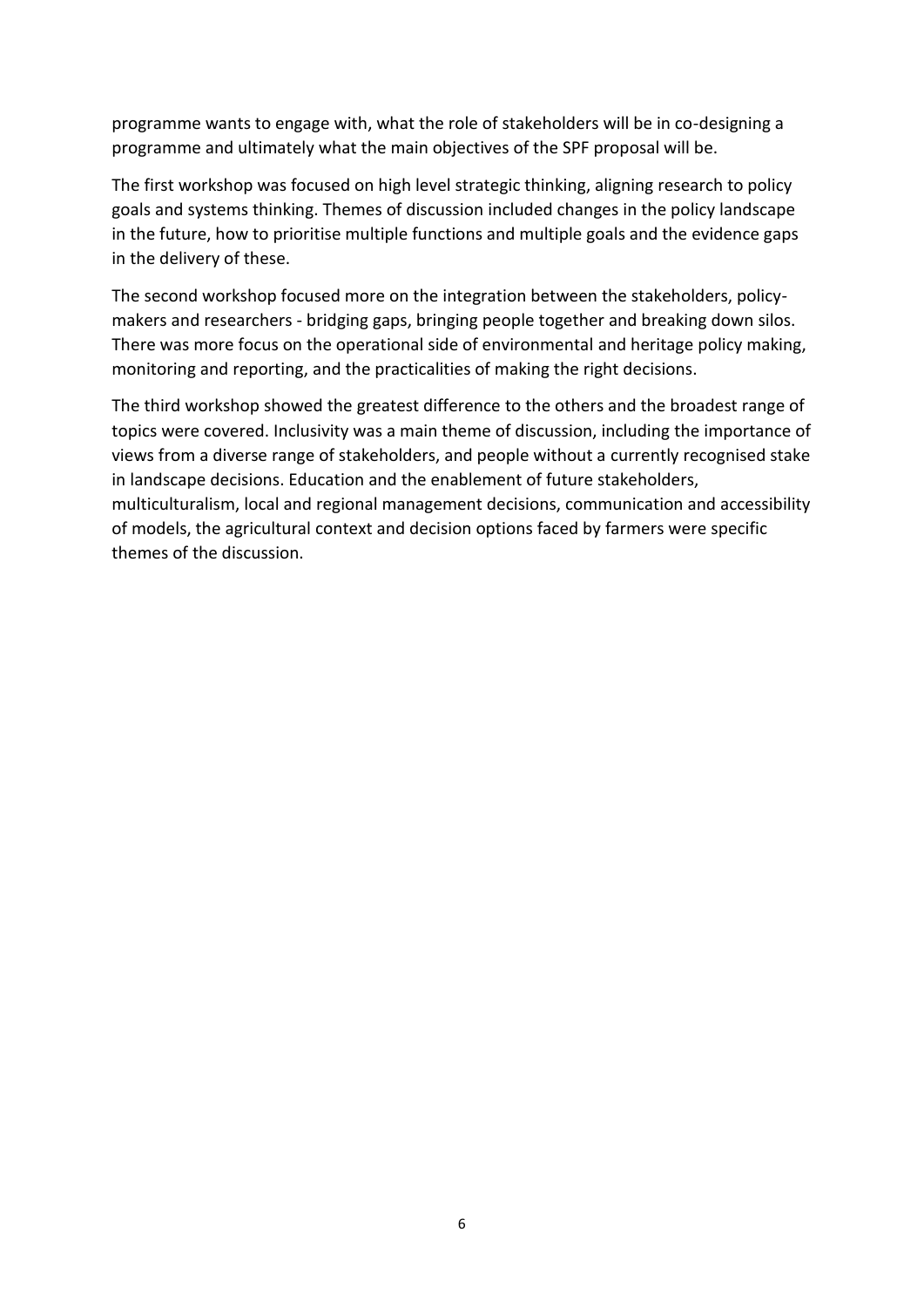programme wants to engage with, what the role of stakeholders will be in co-designing a programme and ultimately what the main objectives of the SPF proposal will be.

The first workshop was focused on high level strategic thinking, aligning research to policy goals and systems thinking. Themes of discussion included changes in the policy landscape in the future, how to prioritise multiple functions and multiple goals and the evidence gaps in the delivery of these.

The second workshop focused more on the integration between the stakeholders, policy-makers and researchers - bridging gaps, bringing people together and breaking down silos. There was more focus on the operational side of environmental and heritage policy making, monitoring and reporting, and the practicalities of making the right decisions.

The third workshop showed the greatest difference to the others and the broadest range of topics were covered. Inclusivity was a main theme of discussion, including the importance of views from a diverse range of stakeholders, and people without a currently recognised stake in landscape decisions. Education and the enablement of future stakeholders, multiculturalism, local and regional management decisions, communication and accessibility of models, the agricultural context and decision options faced by farmers were specific themes of the discussion.